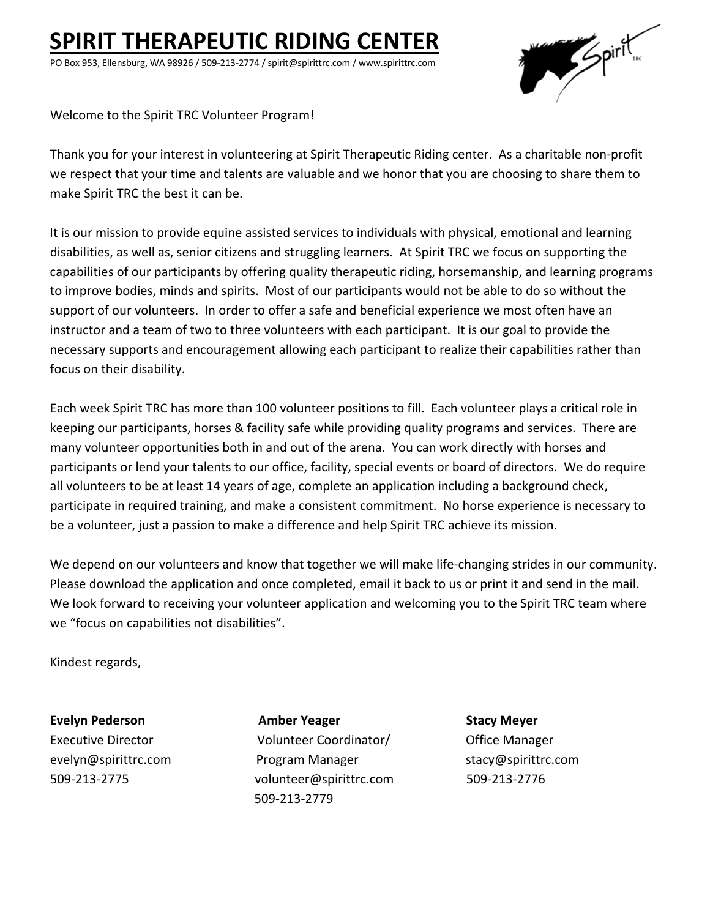# SPIRIT THERAPEUTIC RIDING CENTER

PO Box 953, Ellensburg, WA 98926 / 509-213-2774 / spirit@spirittrc.com / www.spirittrc.com

Welcome to the Spirit TRC Volunteer Program!

Thank you for your interest in volunteering at Spirit Therapeutic Riding center. As a charitable non-profit we respect that your time and talents are valuable and we honor that you are choosing to share them to make Spirit TRC the best it can be.

It is our mission to provide equine assisted services to individuals with physical, emotional and learning disabilities, as well as, senior citizens and struggling learners. At Spirit TRC we focus on supporting the capabilities of our participants by offering quality therapeutic riding, horsemanship, and learning programs to improve bodies, minds and spirits. Most of our participants would not be able to do so without the support of our volunteers. In order to offer a safe and beneficial experience we most often have an instructor and a team of two to three volunteers with each participant. It is our goal to provide the necessary supports and encouragement allowing each participant to realize their capabilities rather than focus on their disability.

Each week Spirit TRC has more than 100 volunteer positions to fill. Each volunteer plays a critical role in keeping our participants, horses & facility safe while providing quality programs and services. There are many volunteer opportunities both in and out of the arena. You can work directly with horses and participants or lend your talents to our office, facility, special events or board of directors. We do require all volunteers to be at least 14 years of age, complete an application including a background check, participate in required training, and make a consistent commitment. No horse experience is necessary to be a volunteer, just a passion to make a difference and help Spirit TRC achieve its mission.

We depend on our volunteers and know that together we will make life-changing strides in our community. Please download the application and once completed, email it back to us or print it and send in the mail. We look forward to receiving your volunteer application and welcoming you to the Spirit TRC team where we "focus on capabilities not disabilities".

Kindest regards,

**Evelyn Pederson**
Executive Director
evelyn@spirittrc.com
509-213-2775

**Amber Yeager**
Volunteer Coordinator/
Program Manager
volunteer@spirittrc.com
509-213-2779

**Stacy Meyer**
Office Manager
stacy@spirittrc.com
509-213-2776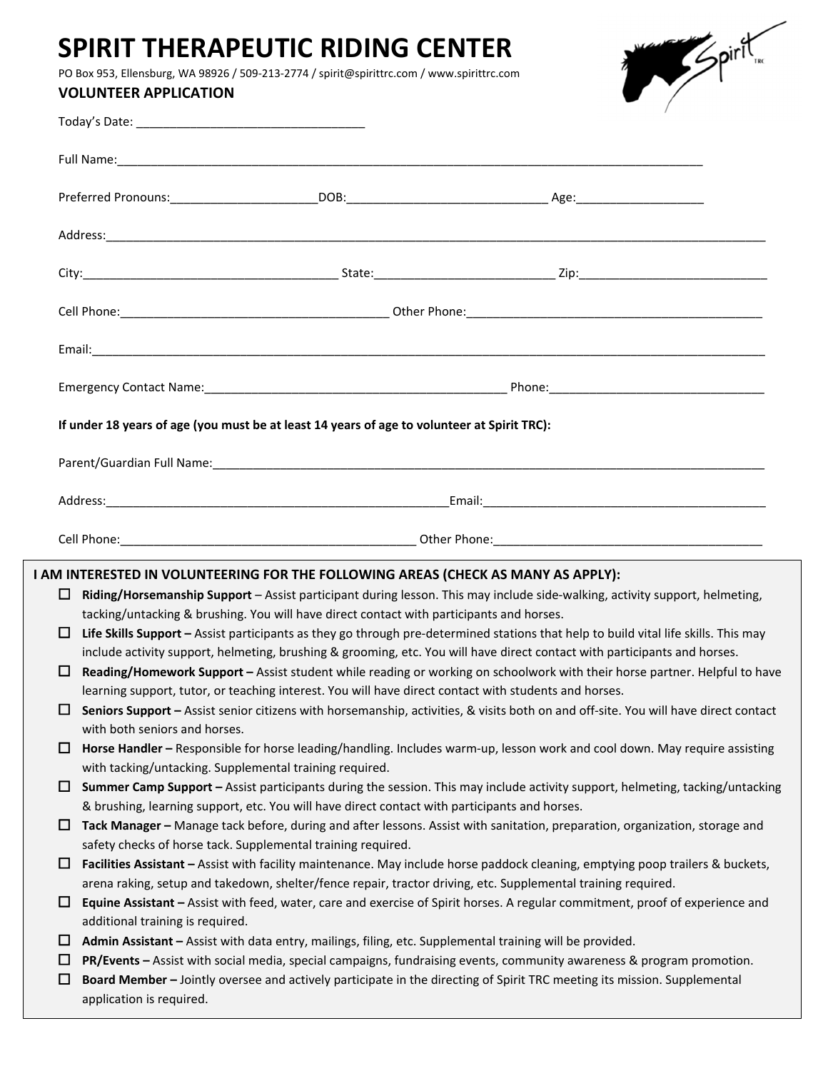# SPIRIT THERAPEUTIC RIDING CENTER

PO Box 953, Ellensburg, WA 98926 / 509-213-2774 / spirit@spirittrc.com / www.spirittrc.com

## VOLUNTEER APPLICATION

Today's Date: ________________________________

Full Name:_______________________________________________________________________________

Preferred Pronouns:____________________DOB:___________________________ Age:_________________

Address:________________________________________________________________________________________

City:____________________________________ State:__________________________ Zip:___________________________

Cell Phone:_______________________________________ Other Phone:____________________________________________

Email:__________________________________________________________________________________________________

Emergency Contact Name:______________________________________________ Phone:________________________________

**If under 18 years of age (you must be at least 14 years of age to volunteer at Spirit TRC):**

Parent/Guardian Full Name:_________________________________________________________________________________

Address:____________________________________________________Email:___________________________________________

Cell Phone:___________________________________________ Other Phone:_________________________________________

**I AM INTERESTED IN VOLUNTEERING FOR THE FOLLOWING AREAS (CHECK AS MANY AS APPLY):**

- ☐ **Riding/Horsemanship Support** – Assist participant during lesson. This may include side-walking, activity support, helmeting, tacking/untacking & brushing. You will have direct contact with participants and horses.
- ☐ **Life Skills Support –** Assist participants as they go through pre-determined stations that help to build vital life skills. This may include activity support, helmeting, brushing & grooming, etc. You will have direct contact with participants and horses.
- ☐ **Reading/Homework Support –** Assist student while reading or working on schoolwork with their horse partner. Helpful to have learning support, tutor, or teaching interest. You will have direct contact with students and horses.
- ☐ **Seniors Support –** Assist senior citizens with horsemanship, activities, & visits both on and off-site. You will have direct contact with both seniors and horses.
- ☐ **Horse Handler –** Responsible for horse leading/handling. Includes warm-up, lesson work and cool down. May require assisting with tacking/untacking. Supplemental training required.
- ☐ **Summer Camp Support –** Assist participants during the session. This may include activity support, helmeting, tacking/untacking & brushing, learning support, etc. You will have direct contact with participants and horses.
- ☐ **Tack Manager –** Manage tack before, during and after lessons. Assist with sanitation, preparation, organization, storage and safety checks of horse tack. Supplemental training required.
- ☐ **Facilities Assistant –** Assist with facility maintenance. May include horse paddock cleaning, emptying poop trailers & buckets, arena raking, setup and takedown, shelter/fence repair, tractor driving, etc. Supplemental training required.
- ☐ **Equine Assistant –** Assist with feed, water, care and exercise of Spirit horses. A regular commitment, proof of experience and additional training is required.
- ☐ **Admin Assistant –** Assist with data entry, mailings, filing, etc. Supplemental training will be provided.
- ☐ **PR/Events –** Assist with social media, special campaigns, fundraising events, community awareness & program promotion.
- ☐ **Board Member –** Jointly oversee and actively participate in the directing of Spirit TRC meeting its mission. Supplemental application is required.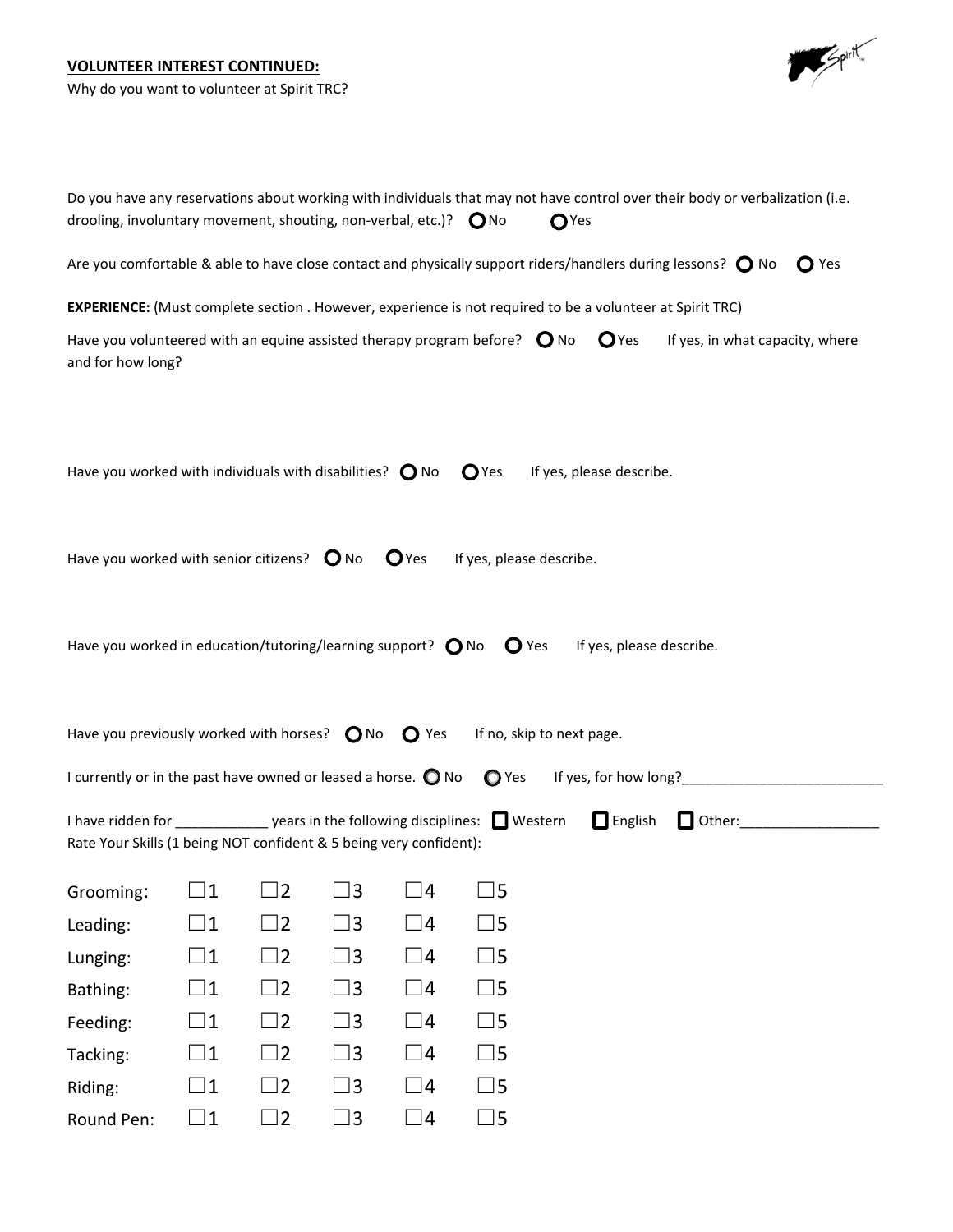**VOLUNTEER INTEREST CONTINUED:**

Why do you want to volunteer at Spirit TRC?

Do you have any reservations about working with individuals that may not have control over their body or verbalization (i.e. drooling, involuntary movement, shouting, non-verbal, etc.)? ○ No ○ Yes

Are you comfortable & able to have close contact and physically support riders/handlers during lessons? ○ No ○ Yes

**EXPERIENCE:** (Must complete section . However, experience is not required to be a volunteer at Spirit TRC)

Have you volunteered with an equine assisted therapy program before? ○ No ○ Yes If yes, in what capacity, where and for how long?

Have you worked with individuals with disabilities? ○ No ○ Yes If yes, please describe.

Have you worked with senior citizens? ○ No ○ Yes If yes, please describe.

Have you worked in education/tutoring/learning support? ○ No ○ Yes If yes, please describe.

Have you previously worked with horses? ○ No ○ Yes If no, skip to next page.

I currently or in the past have owned or leased a horse. ○ No ○ Yes If yes, for how long?__________________________

I have ridden for ____________ years in the following disciplines: ☐ Western ☐ English ☐ Other:__________________

Rate Your Skills (1 being NOT confident & 5 being very confident):

| | | | | | |
|---|---|---|---|---|---|
| Grooming: | ☐1 | ☐2 | ☐3 | ☐4 | ☐5 |
| Leading: | ☐1 | ☐2 | ☐3 | ☐4 | ☐5 |
| Lunging: | ☐1 | ☐2 | ☐3 | ☐4 | ☐5 |
| Bathing: | ☐1 | ☐2 | ☐3 | ☐4 | ☐5 |
| Feeding: | ☐1 | ☐2 | ☐3 | ☐4 | ☐5 |
| Tacking: | ☐1 | ☐2 | ☐3 | ☐4 | ☐5 |
| Riding: | ☐1 | ☐2 | ☐3 | ☐4 | ☐5 |
| Round Pen: | ☐1 | ☐2 | ☐3 | ☐4 | ☐5 |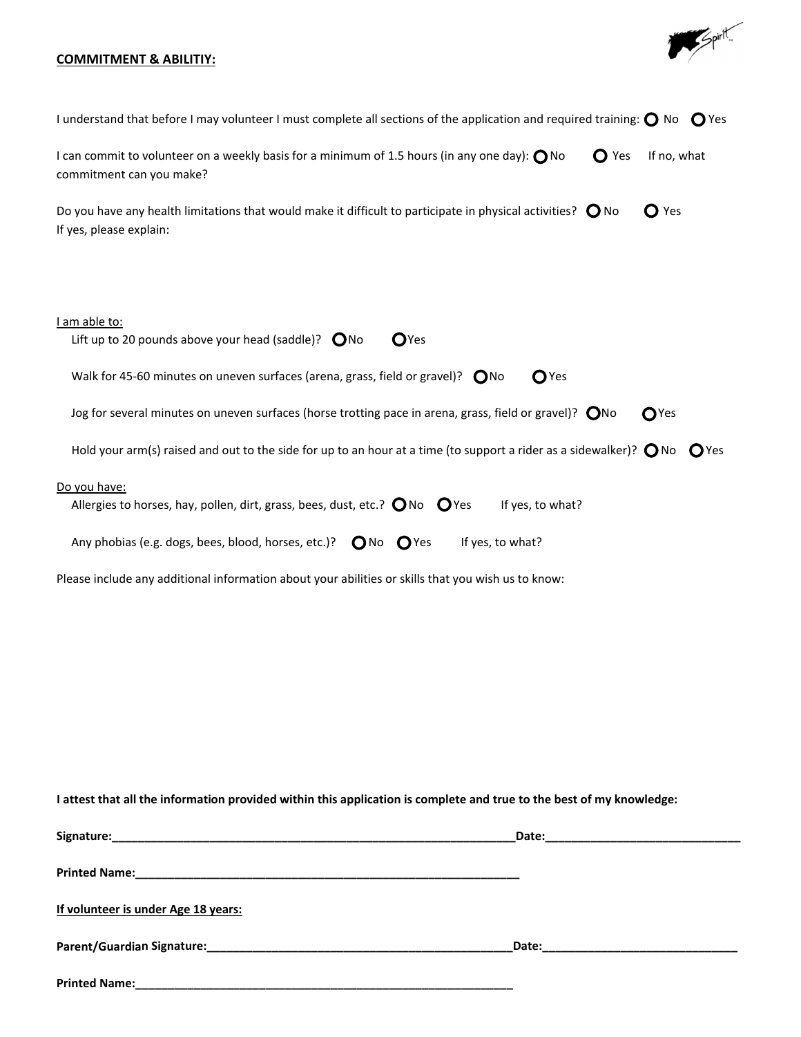**COMMITMENT & ABILITIY:**

I understand that before I may volunteer I must complete all sections of the application and required training: ○ No ○ Yes

I can commit to volunteer on a weekly basis for a minimum of 1.5 hours (in any one day): ○ No ○ Yes If no, what commitment can you make?

Do you have any health limitations that would make it difficult to participate in physical activities? ○ No ○ Yes
If yes, please explain:

I am able to:

- Lift up to 20 pounds above your head (saddle)? ○ No ○ Yes
- Walk for 45-60 minutes on uneven surfaces (arena, grass, field or gravel)? ○ No ○ Yes
- Jog for several minutes on uneven surfaces (horse trotting pace in arena, grass, field or gravel)? ○ No ○ Yes
- Hold your arm(s) raised and out to the side for up to an hour at a time (to support a rider as a sidewalker)? ○ No ○ Yes

Do you have:

- Allergies to horses, hay, pollen, dirt, grass, bees, dust, etc.? ○ No ○ Yes If yes, to what?
- Any phobias (e.g. dogs, bees, blood, horses, etc.)? ○ No ○ Yes If yes, to what?

Please include any additional information about your abilities or skills that you wish us to know:

**I attest that all the information provided within this application is complete and true to the best of my knowledge:**

**Signature:**_______________________________________________________________**Date:**______________________________

**Printed Name:**____________________________________________________________

**If volunteer is under Age 18 years:**

**Parent/Guardian Signature:**_________________________________________________**Date:**______________________________

**Printed Name:**____________________________________________________________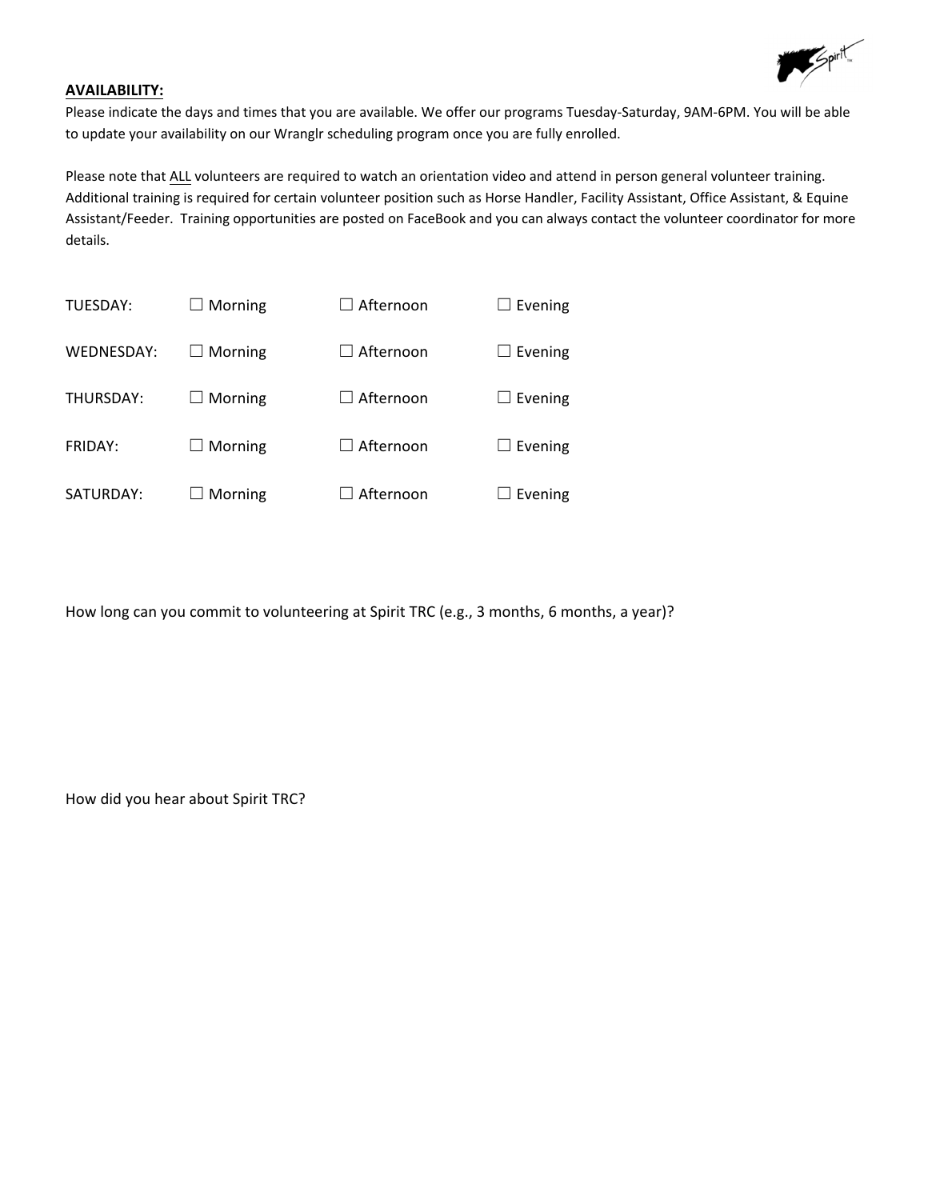**AVAILABILITY:**

Please indicate the days and times that you are available. We offer our programs Tuesday-Saturday, 9AM-6PM. You will be able to update your availability on our Wranglr scheduling program once you are fully enrolled.

Please note that ALL volunteers are required to watch an orientation video and attend in person general volunteer training. Additional training is required for certain volunteer position such as Horse Handler, Facility Assistant, Office Assistant, & Equine Assistant/Feeder. Training opportunities are posted on FaceBook and you can always contact the volunteer coordinator for more details.

TUESDAY: ☐ Morning ☐ Afternoon ☐ Evening

WEDNESDAY: ☐ Morning ☐ Afternoon ☐ Evening

THURSDAY: ☐ Morning ☐ Afternoon ☐ Evening

FRIDAY: ☐ Morning ☐ Afternoon ☐ Evening

SATURDAY: ☐ Morning ☐ Afternoon ☐ Evening

How long can you commit to volunteering at Spirit TRC (e.g., 3 months, 6 months, a year)?

How did you hear about Spirit TRC?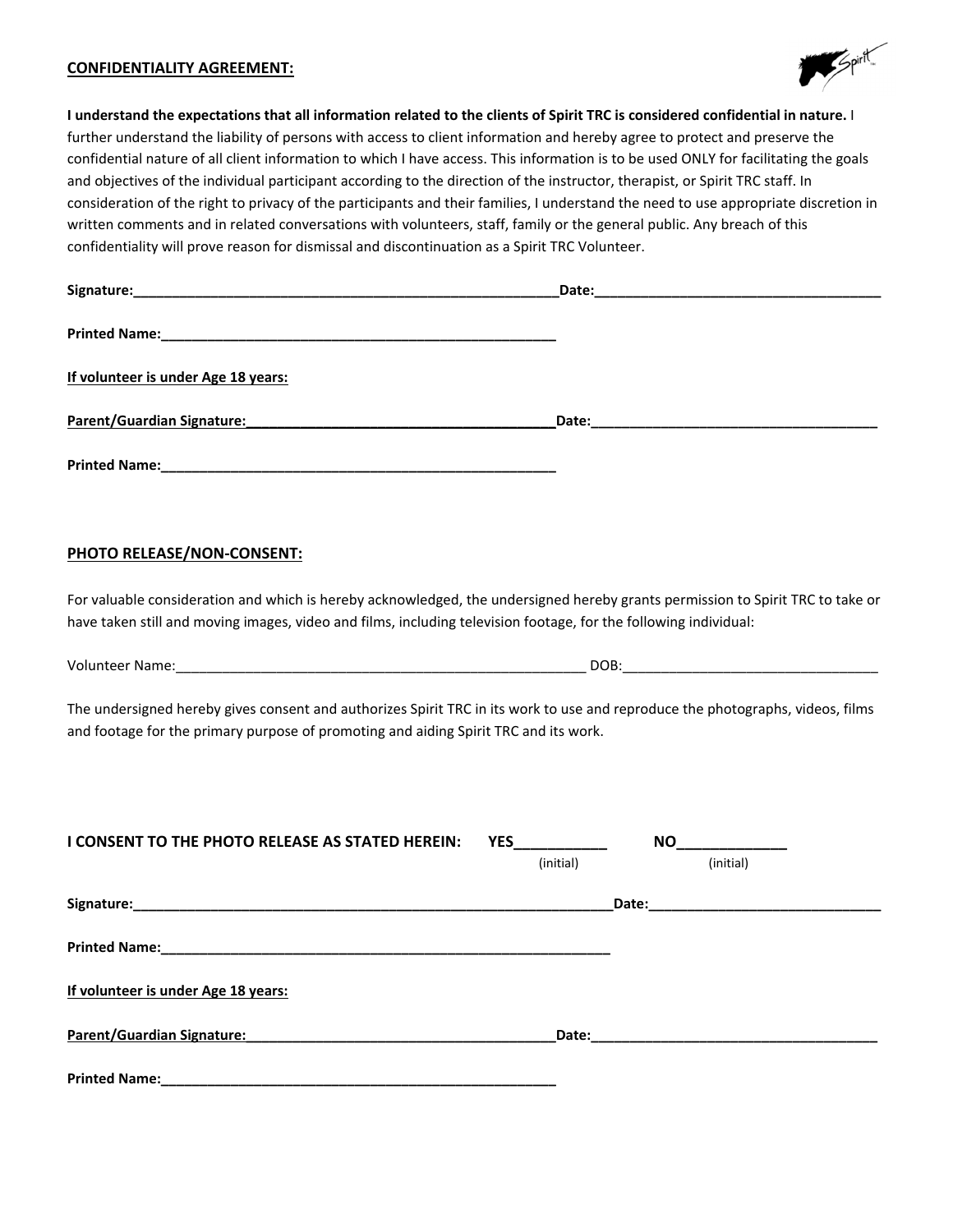## CONFIDENTIALITY AGREEMENT:

**I understand the expectations that all information related to the clients of Spirit TRC is considered confidential in nature.** I further understand the liability of persons with access to client information and hereby agree to protect and preserve the confidential nature of all client information to which I have access. This information is to be used ONLY for facilitating the goals and objectives of the individual participant according to the direction of the instructor, therapist, or Spirit TRC staff. In consideration of the right to privacy of the participants and their families, I understand the need to use appropriate discretion in written comments and in related conversations with volunteers, staff, family or the general public. Any breach of this confidentiality will prove reason for dismissal and discontinuation as a Spirit TRC Volunteer.

**Signature:**_______________________________________________________**Date:**_____________________________________

**Printed Name:**_____________________________________________________

**If volunteer is under Age 18 years:**

**Parent/Guardian Signature:**________________________________________**Date:**_____________________________________

**Printed Name:**_____________________________________________________

## PHOTO RELEASE/NON-CONSENT:

For valuable consideration and which is hereby acknowledged, the undersigned hereby grants permission to Spirit TRC to take or have taken still and moving images, video and films, including television footage, for the following individual:

Volunteer Name:_______________________________________________________ DOB:__________________________________

The undersigned hereby gives consent and authorizes Spirit TRC in its work to use and reproduce the photographs, videos, films and footage for the primary purpose of promoting and aiding Spirit TRC and its work.

**I CONSENT TO THE PHOTO RELEASE AS STATED HEREIN: YES___________ (initial) NO_____________ (initial)**

**Signature:**_______________________________________________________________**Date:**______________________________

**Printed Name:**_____________________________________________________________

**If volunteer is under Age 18 years:**

**Parent/Guardian Signature:**________________________________________**Date:**_____________________________________

**Printed Name:**_____________________________________________________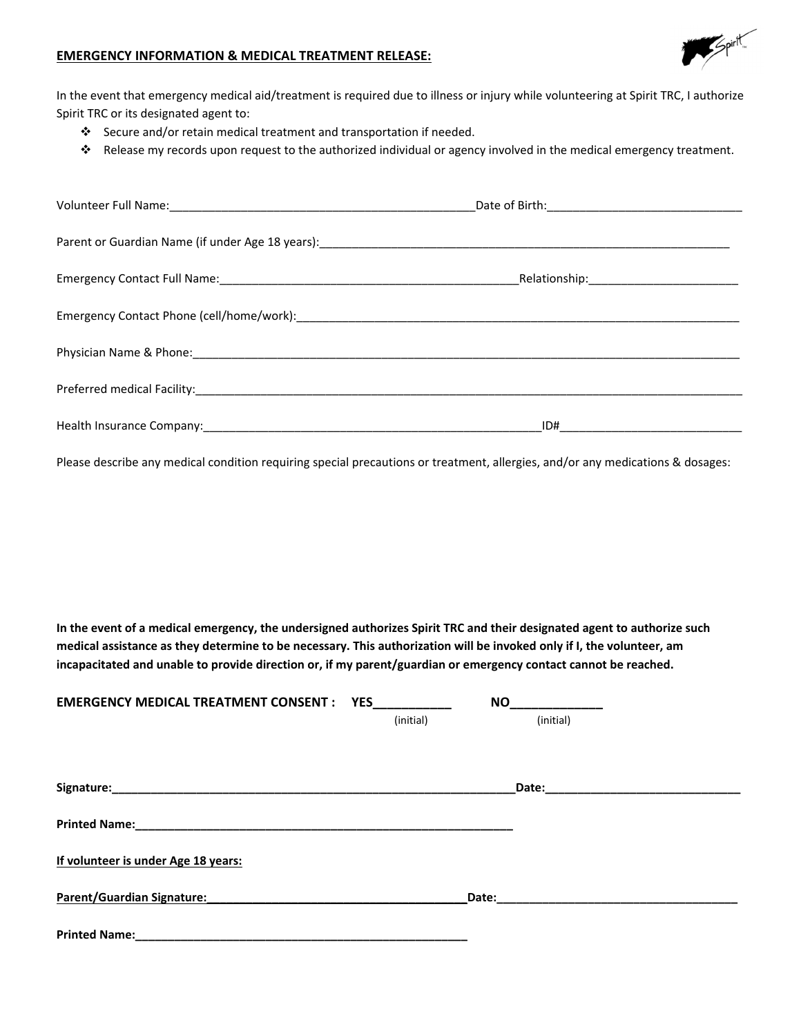## EMERGENCY INFORMATION & MEDICAL TREATMENT RELEASE:

In the event that emergency medical aid/treatment is required due to illness or injury while volunteering at Spirit TRC, I authorize Spirit TRC or its designated agent to:

- Secure and/or retain medical treatment and transportation if needed.
- Release my records upon request to the authorized individual or agency involved in the medical emergency treatment.

Volunteer Full Name:_______________________________________________Date of Birth:______________________________

Parent or Guardian Name (if under Age 18 years):_______________________________________________________________

Emergency Contact Full Name:_______________________________________________Relationship:_______________________

Emergency Contact Phone (cell/home/work):_____________________________________________________________________

Physician Name & Phone:_________________________________________________________________________________________

Preferred medical Facility:_______________________________________________________________________________________

Health Insurance Company:_____________________________________________________ID#____________________________

Please describe any medical condition requiring special precautions or treatment, allergies, and/or any medications & dosages:

**In the event of a medical emergency, the undersigned authorizes Spirit TRC and their designated agent to authorize such medical assistance as they determine to be necessary. This authorization will be invoked only if I, the volunteer, am incapacitated and unable to provide direction or, if my parent/guardian or emergency contact cannot be reached.**

**EMERGENCY MEDICAL TREATMENT CONSENT : YES___________ NO_____________**
(initial) (initial)

**Signature:_________________________________________________________________Date:_____________________________**

**Printed Name:_____________________________________________________________**

**<u>If volunteer is under Age 18 years:</u>**

**<u>Parent/Guardian Signature:</u>_________________________________________Date:_____________________________________**

**Printed Name:____________________________________________________**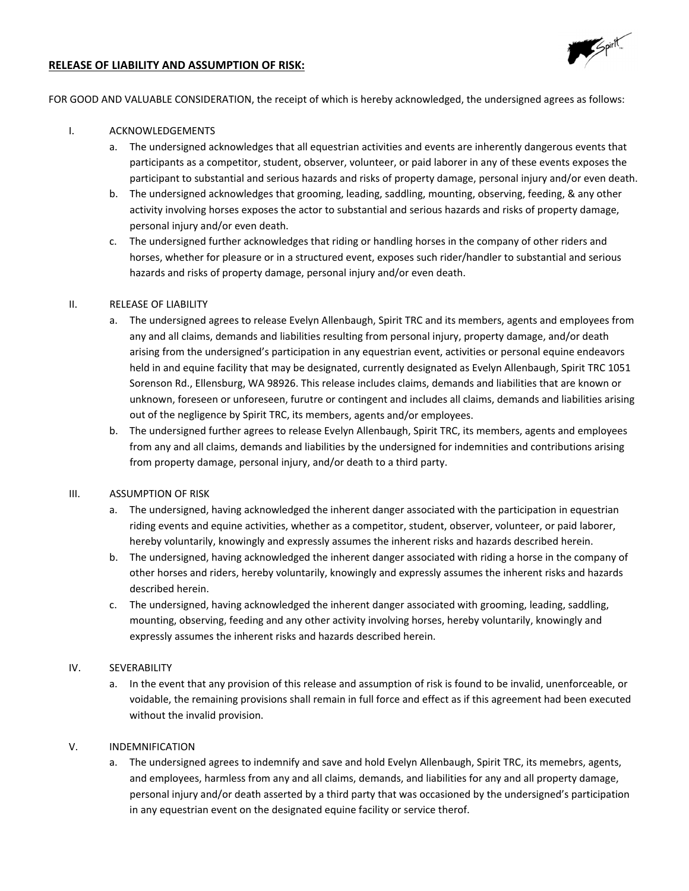**RELEASE OF LIABILITY AND ASSUMPTION OF RISK:**

FOR GOOD AND VALUABLE CONSIDERATION, the receipt of which is hereby acknowledged, the undersigned agrees as follows:

I. ACKNOWLEDGEMENTS

a. The undersigned acknowledges that all equestrian activities and events are inherently dangerous events that participants as a competitor, student, observer, volunteer, or paid laborer in any of these events exposes the participant to substantial and serious hazards and risks of property damage, personal injury and/or even death.

b. The undersigned acknowledges that grooming, leading, saddling, mounting, observing, feeding, & any other activity involving horses exposes the actor to substantial and serious hazards and risks of property damage, personal injury and/or even death.

c. The undersigned further acknowledges that riding or handling horses in the company of other riders and horses, whether for pleasure or in a structured event, exposes such rider/handler to substantial and serious hazards and risks of property damage, personal injury and/or even death.

II. RELEASE OF LIABILITY

a. The undersigned agrees to release Evelyn Allenbaugh, Spirit TRC and its members, agents and employees from any and all claims, demands and liabilities resulting from personal injury, property damage, and/or death arising from the undersigned's participation in any equestrian event, activities or personal equine endeavors held in and equine facility that may be designated, currently designated as Evelyn Allenbaugh, Spirit TRC 1051 Sorenson Rd., Ellensburg, WA 98926. This release includes claims, demands and liabilities that are known or unknown, foreseen or unforeseen, furutre or contingent and includes all claims, demands and liabilities arising out of the negligence by Spirit TRC, its members, agents and/or employees.

b. The undersigned further agrees to release Evelyn Allenbaugh, Spirit TRC, its members, agents and employees from any and all claims, demands and liabilities by the undersigned for indemnities and contributions arising from property damage, personal injury, and/or death to a third party.

III. ASSUMPTION OF RISK

a. The undersigned, having acknowledged the inherent danger associated with the participation in equestrian riding events and equine activities, whether as a competitor, student, observer, volunteer, or paid laborer, hereby voluntarily, knowingly and expressly assumes the inherent risks and hazards described herein.

b. The undersigned, having acknowledged the inherent danger associated with riding a horse in the company of other horses and riders, hereby voluntarily, knowingly and expressly assumes the inherent risks and hazards described herein.

c. The undersigned, having acknowledged the inherent danger associated with grooming, leading, saddling, mounting, observing, feeding and any other activity involving horses, hereby voluntarily, knowingly and expressly assumes the inherent risks and hazards described herein.

IV. SEVERABILITY

a. In the event that any provision of this release and assumption of risk is found to be invalid, unenforceable, or voidable, the remaining provisions shall remain in full force and effect as if this agreement had been executed without the invalid provision.

V. INDEMNIFICATION

a. The undersigned agrees to indemnify and save and hold Evelyn Allenbaugh, Spirit TRC, its memebrs, agents, and employees, harmless from any and all claims, demands, and liabilities for any and all property damage, personal injury and/or death asserted by a third party that was occasioned by the undersigned's participation in any equestrian event on the designated equine facility or service therof.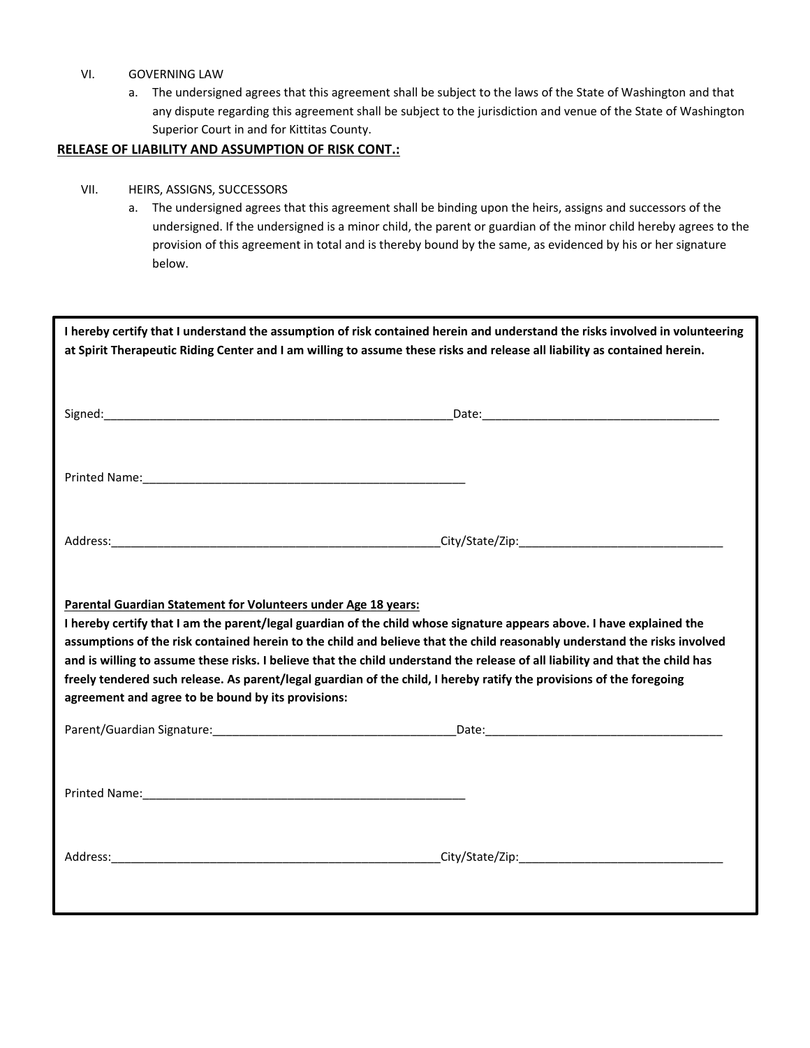VI. GOVERNING LAW

a. The undersigned agrees that this agreement shall be subject to the laws of the State of Washington and that any dispute regarding this agreement shall be subject to the jurisdiction and venue of the State of Washington Superior Court in and for Kittitas County.

**RELEASE OF LIABILITY AND ASSUMPTION OF RISK CONT.:**

VII. HEIRS, ASSIGNS, SUCCESSORS

a. The undersigned agrees that this agreement shall be binding upon the heirs, assigns and successors of the undersigned. If the undersigned is a minor child, the parent or guardian of the minor child hereby agrees to the provision of this agreement in total and is thereby bound by the same, as evidenced by his or her signature below.

**I hereby certify that I understand the assumption of risk contained herein and understand the risks involved in volunteering at Spirit Therapeutic Riding Center and I am willing to assume these risks and release all liability as contained herein.**

Signed:_______________________________________________________Date:_____________________________________

Printed Name:___________________________________________________

Address:_____________________________________________________City/State/Zip:________________________________

**Parental Guardian Statement for Volunteers under Age 18 years:**

**I hereby certify that I am the parent/legal guardian of the child whose signature appears above. I have explained the assumptions of the risk contained herein to the child and believe that the child reasonably understand the risks involved and is willing to assume these risks. I believe that the child understand the release of all liability and that the child has freely tendered such release. As parent/legal guardian of the child, I hereby ratify the provisions of the foregoing agreement and agree to be bound by its provisions:**

Parent/Guardian Signature:_____________________________________Date:_____________________________________

Printed Name:___________________________________________________

Address:_____________________________________________________City/State/Zip:________________________________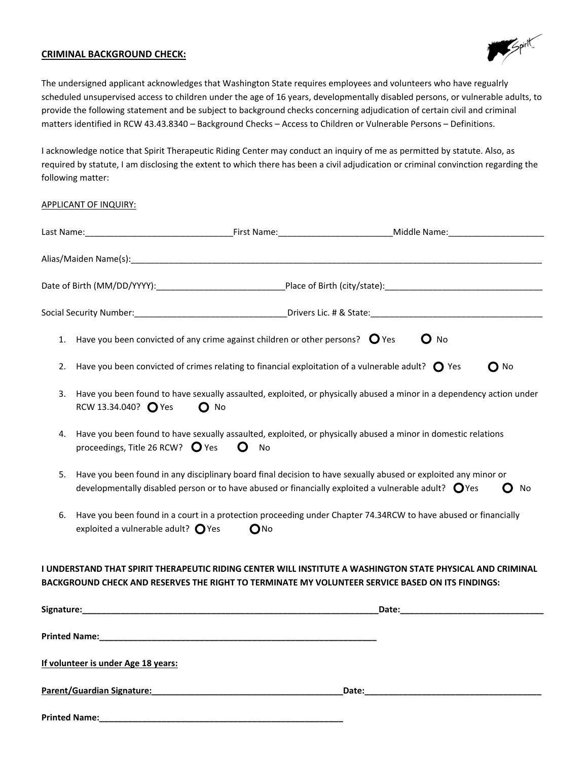**CRIMINAL BACKGROUND CHECK:**

The undersigned applicant acknowledges that Washington State requires employees and volunteers who have regualrly scheduled unsupervised access to children under the age of 16 years, developmentally disabled persons, or vulnerable adults, to provide the following statement and be subject to background checks concerning adjudication of certain civil and criminal matters identified in RCW 43.43.8340 – Background Checks – Access to Children or Vulnerable Persons – Definitions.

I acknowledge notice that Spirit Therapeutic Riding Center may conduct an inquiry of me as permitted by statute. Also, as required by statute, I am disclosing the extent to which there has been a civil adjudication or criminal convinction regarding the following matter:

APPLICANT OF INQUIRY:

Last Name:______________________________ First Name:_______________________ Middle Name:___________________

Alias/Maiden Name(s):_____________________________________________________________________________________

Date of Birth (MM/DD/YYYY):__________________________ Place of Birth (city/state):_________________________________

Social Security Number:______________________________ Drivers Lic. # & State:____________________________________

1. Have you been convicted of any crime against children or other persons? ○ Yes ○ No
2. Have you been convicted of crimes relating to financial exploitation of a vulnerable adult? ○ Yes ○ No
3. Have you been found to have sexually assaulted, exploited, or physically abused a minor in a dependency action under RCW 13.34.040? ○ Yes ○ No
4. Have you been found to have sexually assaulted, exploited, or physically abused a minor in domestic relations proceedings, Title 26 RCW? ○ Yes ○ No
5. Have you been found in any disciplinary board final decision to have sexually abused or exploited any minor or developmentally disabled person or to have abused or financially exploited a vulnerable adult? ○ Yes ○ No
6. Have you been found in a court in a protection proceeding under Chapter 74.34RCW to have abused or financially exploited a vulnerable adult? ○ Yes ○ No

**I UNDERSTAND THAT SPIRIT THERAPEUTIC RIDING CENTER WILL INSTITUTE A WASHINGTON STATE PHYSICAL AND CRIMINAL BACKGROUND CHECK AND RESERVES THE RIGHT TO TERMINATE MY VOLUNTEER SERVICE BASED ON ITS FINDINGS:**

**Signature:**_______________________________________________________________ **Date:**_____________________________

**Printed Name:**____________________________________________________________

**If volunteer is under Age 18 years:**

**Parent/Guardian Signature:**_______________________________________ **Date:**____________________________________

**Printed Name:**____________________________________________________